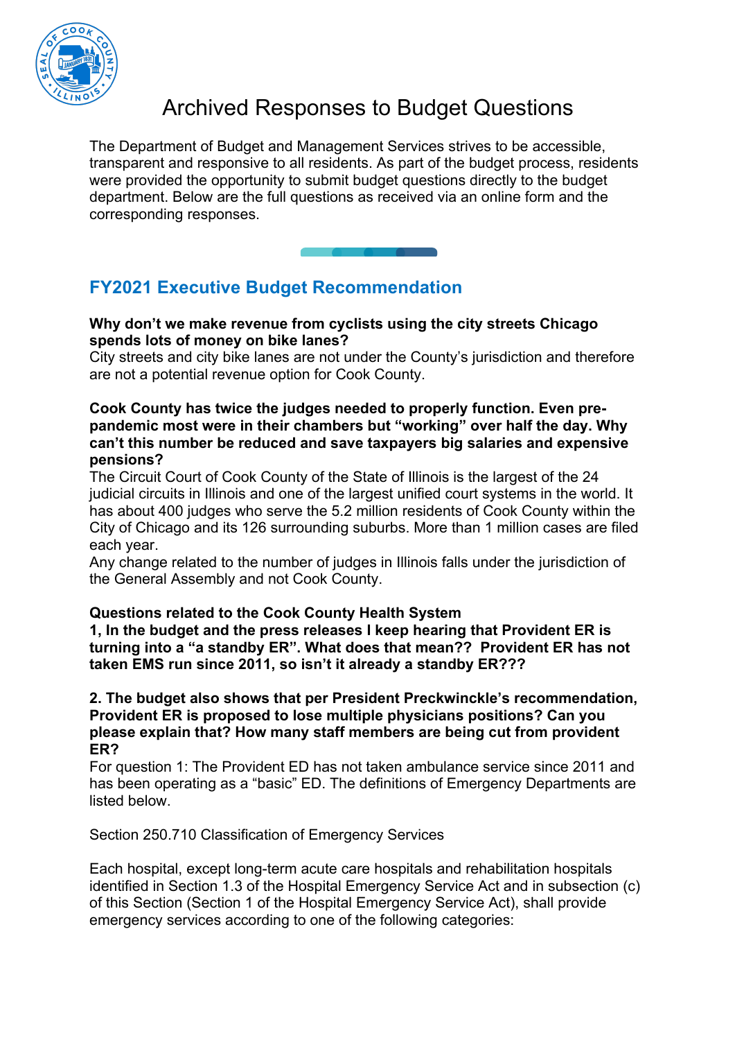# Archived Responses to Budget Questions

The Department of Budget and Management Services strives to be accessible, transparent and responsive to all residents. As part of the budget process, residents were provided the opportunity to submit budget questions directly to the budget department. Below are the full questions as received via an online form and the corresponding responses.

## FY2021 Executive Budget Recommendation

**Why don't we make revenue from cyclists using the city streets Chicago spends lots of money on bike lanes?**
City streets and city bike lanes are not under the County's jurisdiction and therefore are not a potential revenue option for Cook County.

**Cook County has twice the judges needed to properly function. Even pre-pandemic most were in their chambers but "working" over half the day. Why can't this number be reduced and save taxpayers big salaries and expensive pensions?**
The Circuit Court of Cook County of the State of Illinois is the largest of the 24 judicial circuits in Illinois and one of the largest unified court systems in the world. It has about 400 judges who serve the 5.2 million residents of Cook County within the City of Chicago and its 126 surrounding suburbs. More than 1 million cases are filed each year.
Any change related to the number of judges in Illinois falls under the jurisdiction of the General Assembly and not Cook County.

**Questions related to the Cook County Health System**
**1, In the budget and the press releases I keep hearing that Provident ER is turning into a "a standby ER". What does that mean?? Provident ER has not taken EMS run since 2011, so isn't it already a standby ER???**

**2. The budget also shows that per President Preckwinckle's recommendation, Provident ER is proposed to lose multiple physicians positions? Can you please explain that? How many staff members are being cut from provident ER?**
For question 1: The Provident ED has not taken ambulance service since 2011 and has been operating as a "basic" ED. The definitions of Emergency Departments are listed below.

Section 250.710 Classification of Emergency Services

Each hospital, except long-term acute care hospitals and rehabilitation hospitals identified in Section 1.3 of the Hospital Emergency Service Act and in subsection (c) of this Section (Section 1 of the Hospital Emergency Service Act), shall provide emergency services according to one of the following categories: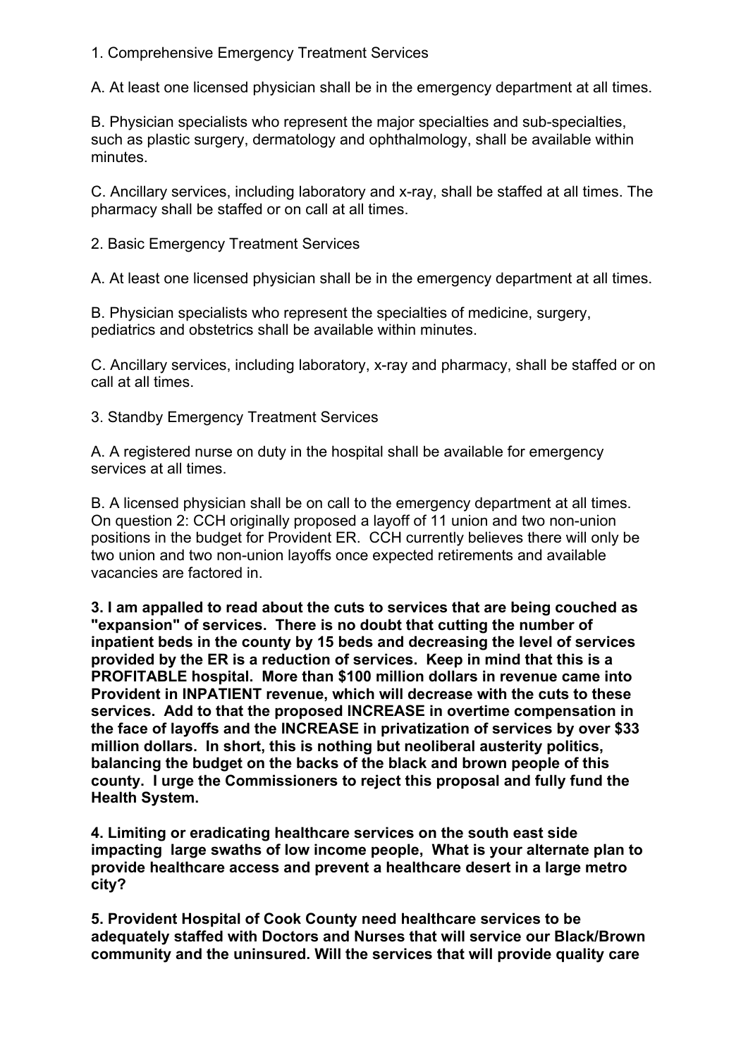1. Comprehensive Emergency Treatment Services

A. At least one licensed physician shall be in the emergency department at all times.

B. Physician specialists who represent the major specialties and sub-specialties, such as plastic surgery, dermatology and ophthalmology, shall be available within minutes.

C. Ancillary services, including laboratory and x-ray, shall be staffed at all times. The pharmacy shall be staffed or on call at all times.

2. Basic Emergency Treatment Services

A. At least one licensed physician shall be in the emergency department at all times.

B. Physician specialists who represent the specialties of medicine, surgery, pediatrics and obstetrics shall be available within minutes.

C. Ancillary services, including laboratory, x-ray and pharmacy, shall be staffed or on call at all times.

3. Standby Emergency Treatment Services

A. A registered nurse on duty in the hospital shall be available for emergency services at all times.

B. A licensed physician shall be on call to the emergency department at all times.
On question 2: CCH originally proposed a layoff of 11 union and two non-union positions in the budget for Provident ER. CCH currently believes there will only be two union and two non-union layoffs once expected retirements and available vacancies are factored in.

**3. I am appalled to read about the cuts to services that are being couched as "expansion" of services. There is no doubt that cutting the number of inpatient beds in the county by 15 beds and decreasing the level of services provided by the ER is a reduction of services. Keep in mind that this is a PROFITABLE hospital. More than $100 million dollars in revenue came into Provident in INPATIENT revenue, which will decrease with the cuts to these services. Add to that the proposed INCREASE in overtime compensation in the face of layoffs and the INCREASE in privatization of services by over $33 million dollars. In short, this is nothing but neoliberal austerity politics, balancing the budget on the backs of the black and brown people of this county. I urge the Commissioners to reject this proposal and fully fund the Health System.**

**4. Limiting or eradicating healthcare services on the south east side impacting large swaths of low income people, What is your alternate plan to provide healthcare access and prevent a healthcare desert in a large metro city?**

**5. Provident Hospital of Cook County need healthcare services to be adequately staffed with Doctors and Nurses that will service our Black/Brown community and the uninsured. Will the services that will provide quality care**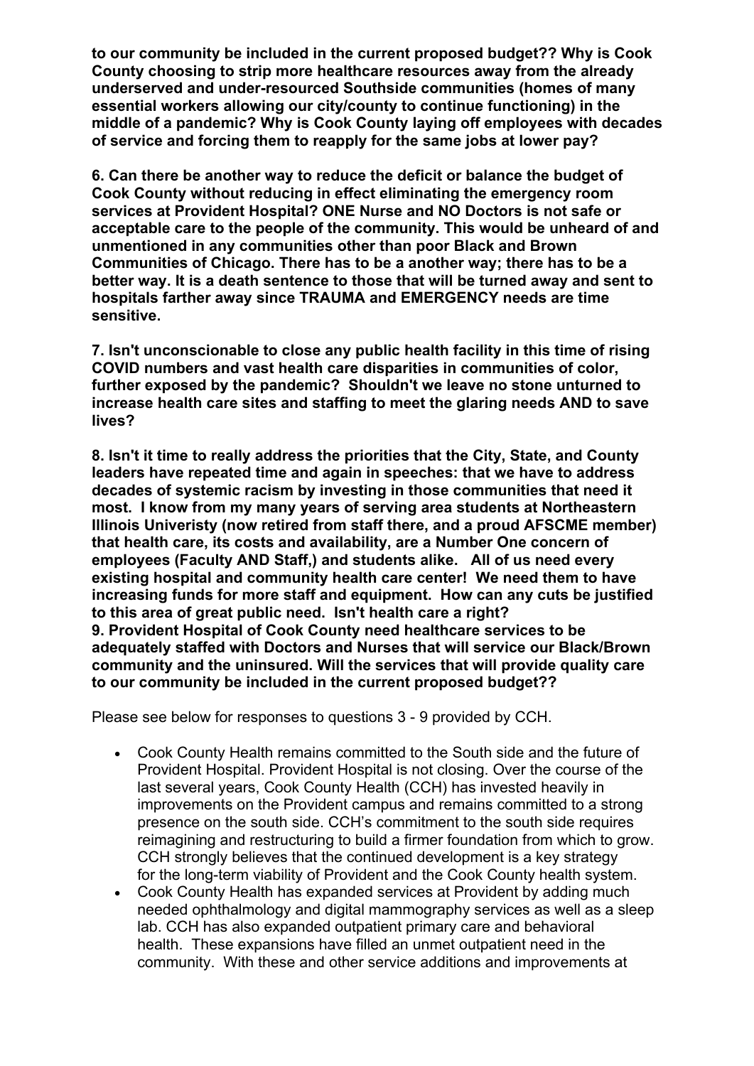**to our community be included in the current proposed budget?? Why is Cook County choosing to strip more healthcare resources away from the already underserved and under-resourced Southside communities (homes of many essential workers allowing our city/county to continue functioning) in the middle of a pandemic? Why is Cook County laying off employees with decades of service and forcing them to reapply for the same jobs at lower pay?**

**6. Can there be another way to reduce the deficit or balance the budget of Cook County without reducing in effect eliminating the emergency room services at Provident Hospital? ONE Nurse and NO Doctors is not safe or acceptable care to the people of the community. This would be unheard of and unmentioned in any communities other than poor Black and Brown Communities of Chicago. There has to be a another way; there has to be a better way. It is a death sentence to those that will be turned away and sent to hospitals farther away since TRAUMA and EMERGENCY needs are time sensitive.**

**7. Isn't unconscionable to close any public health facility in this time of rising COVID numbers and vast health care disparities in communities of color, further exposed by the pandemic? Shouldn't we leave no stone unturned to increase health care sites and staffing to meet the glaring needs AND to save lives?**

**8. Isn't it time to really address the priorities that the City, State, and County leaders have repeated time and again in speeches: that we have to address decades of systemic racism by investing in those communities that need it most. I know from my many years of serving area students at Northeastern Illinois Univeristy (now retired from staff there, and a proud AFSCME member) that health care, its costs and availability, are a Number One concern of employees (Faculty AND Staff,) and students alike. All of us need every existing hospital and community health care center! We need them to have increasing funds for more staff and equipment. How can any cuts be justified to this area of great public need. Isn't health care a right?**
**9. Provident Hospital of Cook County need healthcare services to be adequately staffed with Doctors and Nurses that will service our Black/Brown community and the uninsured. Will the services that will provide quality care to our community be included in the current proposed budget??**

Please see below for responses to questions 3 - 9 provided by CCH.

- Cook County Health remains committed to the South side and the future of Provident Hospital. Provident Hospital is not closing. Over the course of the last several years, Cook County Health (CCH) has invested heavily in improvements on the Provident campus and remains committed to a strong presence on the south side. CCH's commitment to the south side requires reimagining and restructuring to build a firmer foundation from which to grow. CCH strongly believes that the continued development is a key strategy for the long-term viability of Provident and the Cook County health system.
- Cook County Health has expanded services at Provident by adding much needed ophthalmology and digital mammography services as well as a sleep lab. CCH has also expanded outpatient primary care and behavioral health. These expansions have filled an unmet outpatient need in the community. With these and other service additions and improvements at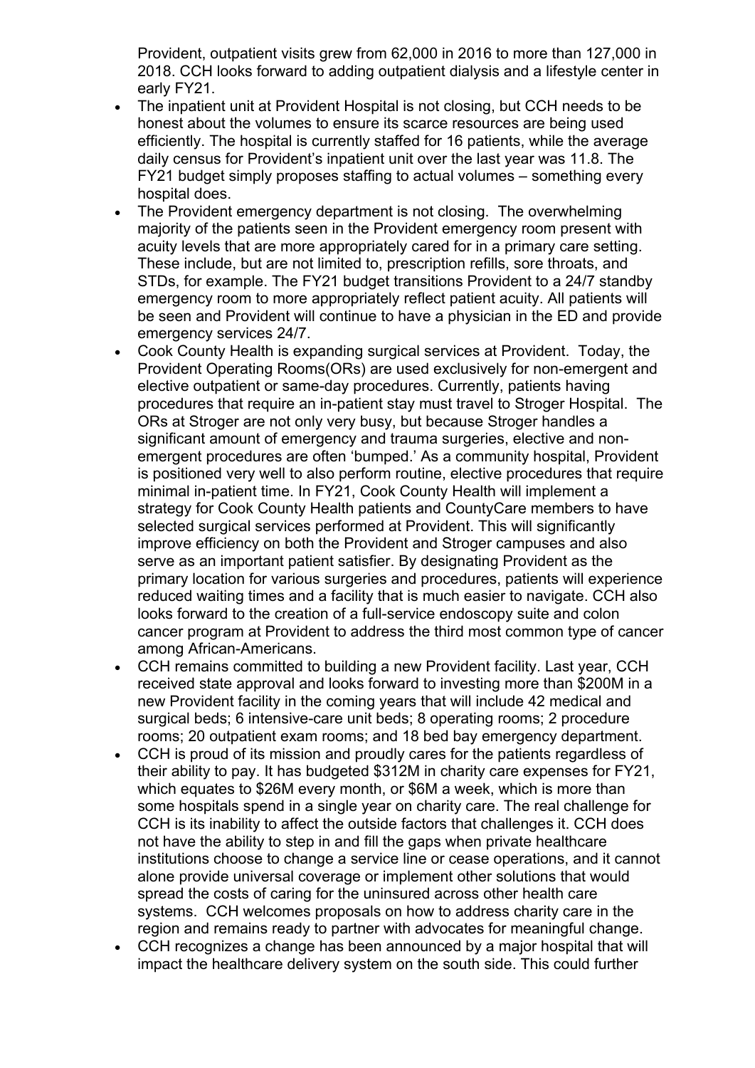Provident, outpatient visits grew from 62,000 in 2016 to more than 127,000 in 2018. CCH looks forward to adding outpatient dialysis and a lifestyle center in early FY21.

- The inpatient unit at Provident Hospital is not closing, but CCH needs to be honest about the volumes to ensure its scarce resources are being used efficiently. The hospital is currently staffed for 16 patients, while the average daily census for Provident's inpatient unit over the last year was 11.8. The FY21 budget simply proposes staffing to actual volumes – something every hospital does.
- The Provident emergency department is not closing. The overwhelming majority of the patients seen in the Provident emergency room present with acuity levels that are more appropriately cared for in a primary care setting. These include, but are not limited to, prescription refills, sore throats, and STDs, for example. The FY21 budget transitions Provident to a 24/7 standby emergency room to more appropriately reflect patient acuity. All patients will be seen and Provident will continue to have a physician in the ED and provide emergency services 24/7.
- Cook County Health is expanding surgical services at Provident. Today, the Provident Operating Rooms(ORs) are used exclusively for non-emergent and elective outpatient or same-day procedures. Currently, patients having procedures that require an in-patient stay must travel to Stroger Hospital. The ORs at Stroger are not only very busy, but because Stroger handles a significant amount of emergency and trauma surgeries, elective and non-emergent procedures are often 'bumped.' As a community hospital, Provident is positioned very well to also perform routine, elective procedures that require minimal in-patient time. In FY21, Cook County Health will implement a strategy for Cook County Health patients and CountyCare members to have selected surgical services performed at Provident. This will significantly improve efficiency on both the Provident and Stroger campuses and also serve as an important patient satisfier. By designating Provident as the primary location for various surgeries and procedures, patients will experience reduced waiting times and a facility that is much easier to navigate. CCH also looks forward to the creation of a full-service endoscopy suite and colon cancer program at Provident to address the third most common type of cancer among African-Americans.
- CCH remains committed to building a new Provident facility. Last year, CCH received state approval and looks forward to investing more than $200M in a new Provident facility in the coming years that will include 42 medical and surgical beds; 6 intensive-care unit beds; 8 operating rooms; 2 procedure rooms; 20 outpatient exam rooms; and 18 bed bay emergency department.
- CCH is proud of its mission and proudly cares for the patients regardless of their ability to pay. It has budgeted $312M in charity care expenses for FY21, which equates to $26M every month, or $6M a week, which is more than some hospitals spend in a single year on charity care. The real challenge for CCH is its inability to affect the outside factors that challenges it. CCH does not have the ability to step in and fill the gaps when private healthcare institutions choose to change a service line or cease operations, and it cannot alone provide universal coverage or implement other solutions that would spread the costs of caring for the uninsured across other health care systems. CCH welcomes proposals on how to address charity care in the region and remains ready to partner with advocates for meaningful change.
- CCH recognizes a change has been announced by a major hospital that will impact the healthcare delivery system on the south side. This could further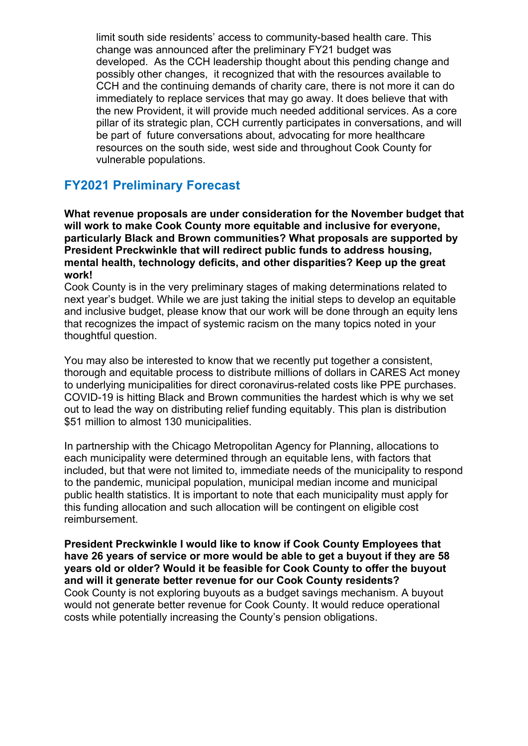limit south side residents' access to community-based health care. This change was announced after the preliminary FY21 budget was developed. As the CCH leadership thought about this pending change and possibly other changes, it recognized that with the resources available to CCH and the continuing demands of charity care, there is not more it can do immediately to replace services that may go away. It does believe that with the new Provident, it will provide much needed additional services. As a core pillar of its strategic plan, CCH currently participates in conversations, and will be part of future conversations about, advocating for more healthcare resources on the south side, west side and throughout Cook County for vulnerable populations.

## FY2021 Preliminary Forecast

**What revenue proposals are under consideration for the November budget that will work to make Cook County more equitable and inclusive for everyone, particularly Black and Brown communities? What proposals are supported by President Preckwinkle that will redirect public funds to address housing, mental health, technology deficits, and other disparities? Keep up the great work!**

Cook County is in the very preliminary stages of making determinations related to next year's budget. While we are just taking the initial steps to develop an equitable and inclusive budget, please know that our work will be done through an equity lens that recognizes the impact of systemic racism on the many topics noted in your thoughtful question.

You may also be interested to know that we recently put together a consistent, thorough and equitable process to distribute millions of dollars in CARES Act money to underlying municipalities for direct coronavirus-related costs like PPE purchases. COVID-19 is hitting Black and Brown communities the hardest which is why we set out to lead the way on distributing relief funding equitably. This plan is distribution $51 million to almost 130 municipalities.

In partnership with the Chicago Metropolitan Agency for Planning, allocations to each municipality were determined through an equitable lens, with factors that included, but that were not limited to, immediate needs of the municipality to respond to the pandemic, municipal population, municipal median income and municipal public health statistics. It is important to note that each municipality must apply for this funding allocation and such allocation will be contingent on eligible cost reimbursement.

**President Preckwinkle I would like to know if Cook County Employees that have 26 years of service or more would be able to get a buyout if they are 58 years old or older? Would it be feasible for Cook County to offer the buyout and will it generate better revenue for our Cook County residents?**

Cook County is not exploring buyouts as a budget savings mechanism. A buyout would not generate better revenue for Cook County. It would reduce operational costs while potentially increasing the County's pension obligations.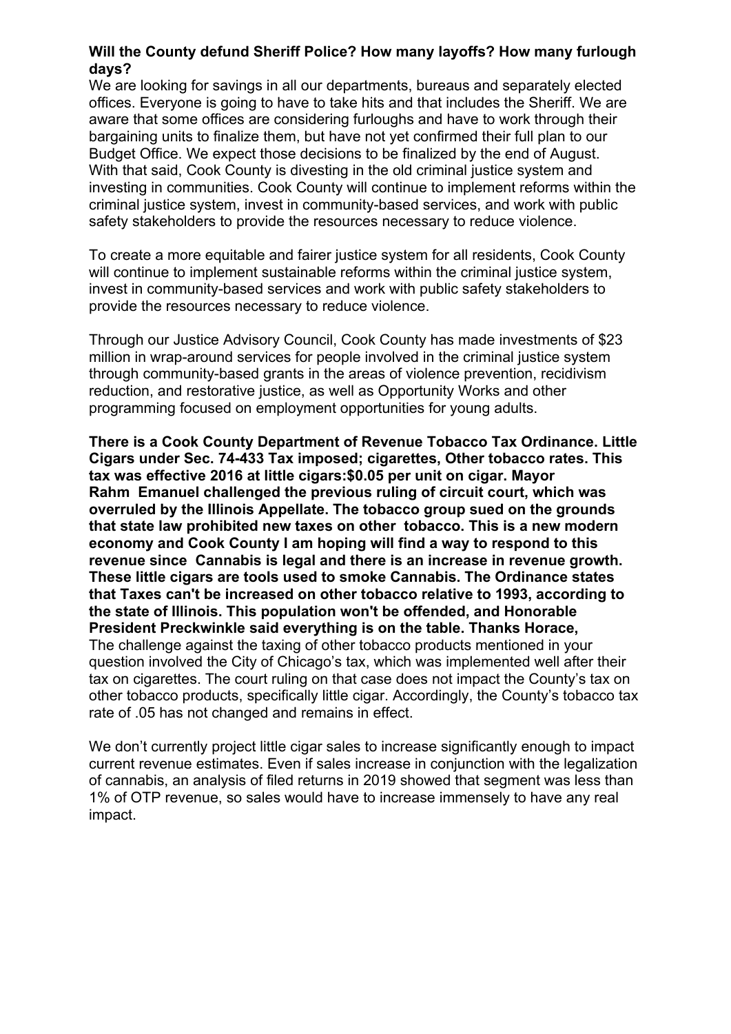**Will the County defund Sheriff Police? How many layoffs? How many furlough days?**

We are looking for savings in all our departments, bureaus and separately elected offices. Everyone is going to have to take hits and that includes the Sheriff. We are aware that some offices are considering furloughs and have to work through their bargaining units to finalize them, but have not yet confirmed their full plan to our Budget Office. We expect those decisions to be finalized by the end of August. With that said, Cook County is divesting in the old criminal justice system and investing in communities. Cook County will continue to implement reforms within the criminal justice system, invest in community-based services, and work with public safety stakeholders to provide the resources necessary to reduce violence.

To create a more equitable and fairer justice system for all residents, Cook County will continue to implement sustainable reforms within the criminal justice system, invest in community-based services and work with public safety stakeholders to provide the resources necessary to reduce violence.

Through our Justice Advisory Council, Cook County has made investments of $23 million in wrap-around services for people involved in the criminal justice system through community-based grants in the areas of violence prevention, recidivism reduction, and restorative justice, as well as Opportunity Works and other programming focused on employment opportunities for young adults.

**There is a Cook County Department of Revenue Tobacco Tax Ordinance. Little Cigars under Sec. 74-433 Tax imposed; cigarettes, Other tobacco rates. This tax was effective 2016 at little cigars:$0.05 per unit on cigar. Mayor Rahm Emanuel challenged the previous ruling of circuit court, which was overruled by the Illinois Appellate. The tobacco group sued on the grounds that state law prohibited new taxes on other tobacco. This is a new modern economy and Cook County I am hoping will find a way to respond to this revenue since Cannabis is legal and there is an increase in revenue growth. These little cigars are tools used to smoke Cannabis. The Ordinance states that Taxes can't be increased on other tobacco relative to 1993, according to the state of Illinois. This population won't be offended, and Honorable President Preckwinkle said everything is on the table. Thanks Horace,**

The challenge against the taxing of other tobacco products mentioned in your question involved the City of Chicago's tax, which was implemented well after their tax on cigarettes. The court ruling on that case does not impact the County's tax on other tobacco products, specifically little cigar. Accordingly, the County's tobacco tax rate of .05 has not changed and remains in effect.

We don't currently project little cigar sales to increase significantly enough to impact current revenue estimates. Even if sales increase in conjunction with the legalization of cannabis, an analysis of filed returns in 2019 showed that segment was less than 1% of OTP revenue, so sales would have to increase immensely to have any real impact.